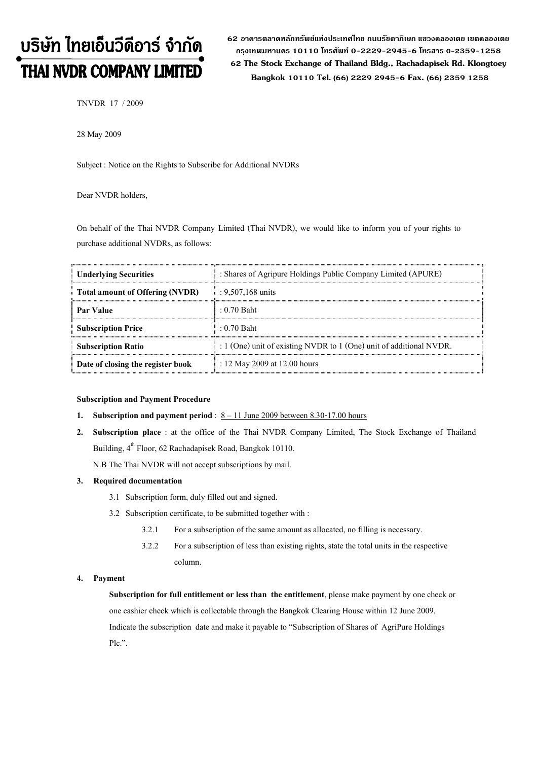# บริษัท ไทยเอ็นวีดีอาร์ จำกัด
# THAI NVDR COMPANY LIMITED

62 อาคารตลาดหลักทรัพย์แห่งประเทศไทย ถนนรัชดาภิเษก แขวงคลองเตย เขตคลองเตย กรุงเทพมหานคร 10110 โทรศัพท์ 0-2229-2945-6 โทรสาร 0-2359-1258
62 The Stock Exchange of Thailand Bldg., Rachadapisek Rd. Klongtoey Bangkok 10110 Tel. (66) 2229 2945-6 Fax. (66) 2359 1258

TNVDR 17 / 2009

28 May 2009

Subject : Notice on the Rights to Subscribe for Additional NVDRs

Dear NVDR holders,

On behalf of the Thai NVDR Company Limited (Thai NVDR), we would like to inform you of your rights to purchase additional NVDRs, as follows:

| **Underlying Securities** | : Shares of Agripure Holdings Public Company Limited (APURE) |
|---|---|
| **Total amount of Offering (NVDR)** | : 9,507,168 units |
| **Par Value** | : 0.70 Baht |
| **Subscription Price** | : 0.70 Baht |
| **Subscription Ratio** | : 1 (One) unit of existing NVDR to 1 (One) unit of additional NVDR. |
| **Date of closing the register book** | : 12 May 2009 at 12.00 hours |

**Subscription and Payment Procedure**

1. **Subscription and payment period** : 8 – 11 June 2009 between 8.30-17.00 hours
2. **Subscription place** : at the office of the Thai NVDR Company Limited, The Stock Exchange of Thailand Building, 4th Floor, 62 Rachadapisek Road, Bangkok 10110.

   N.B The Thai NVDR will not accept subscriptions by mail.

3. **Required documentation**
   - 3.1 Subscription form, duly filled out and signed.
   - 3.2 Subscription certificate, to be submitted together with :
     - 3.2.1 For a subscription of the same amount as allocated, no filling is necessary.
     - 3.2.2 For a subscription of less than existing rights, state the total units in the respective column.

4. **Payment**

   **Subscription for full entitlement or less than the entitlement**, please make payment by one check or one cashier check which is collectable through the Bangkok Clearing House within 12 June 2009. Indicate the subscription date and make it payable to "Subscription of Shares of AgriPure Holdings Plc.".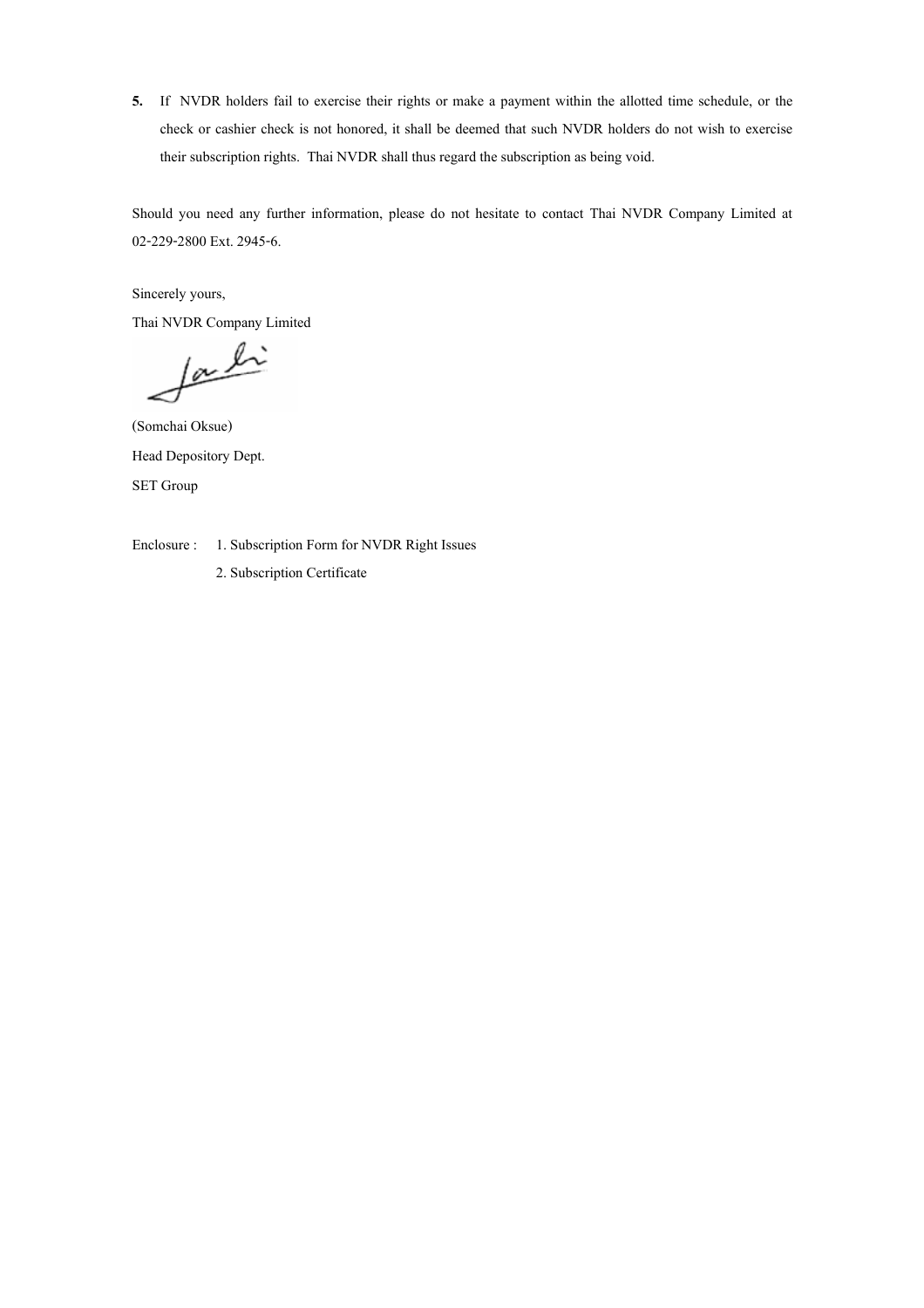**5.** If NVDR holders fail to exercise their rights or make a payment within the allotted time schedule, or the check or cashier check is not honored, it shall be deemed that such NVDR holders do not wish to exercise their subscription rights. Thai NVDR shall thus regard the subscription as being void.

Should you need any further information, please do not hesitate to contact Thai NVDR Company Limited at 02-229-2800 Ext. 2945-6.

Sincerely yours,

Thai NVDR Company Limited

(Somchai Oksue)

Head Depository Dept.

SET Group

Enclosure : 1. Subscription Form for NVDR Right Issues

2. Subscription Certificate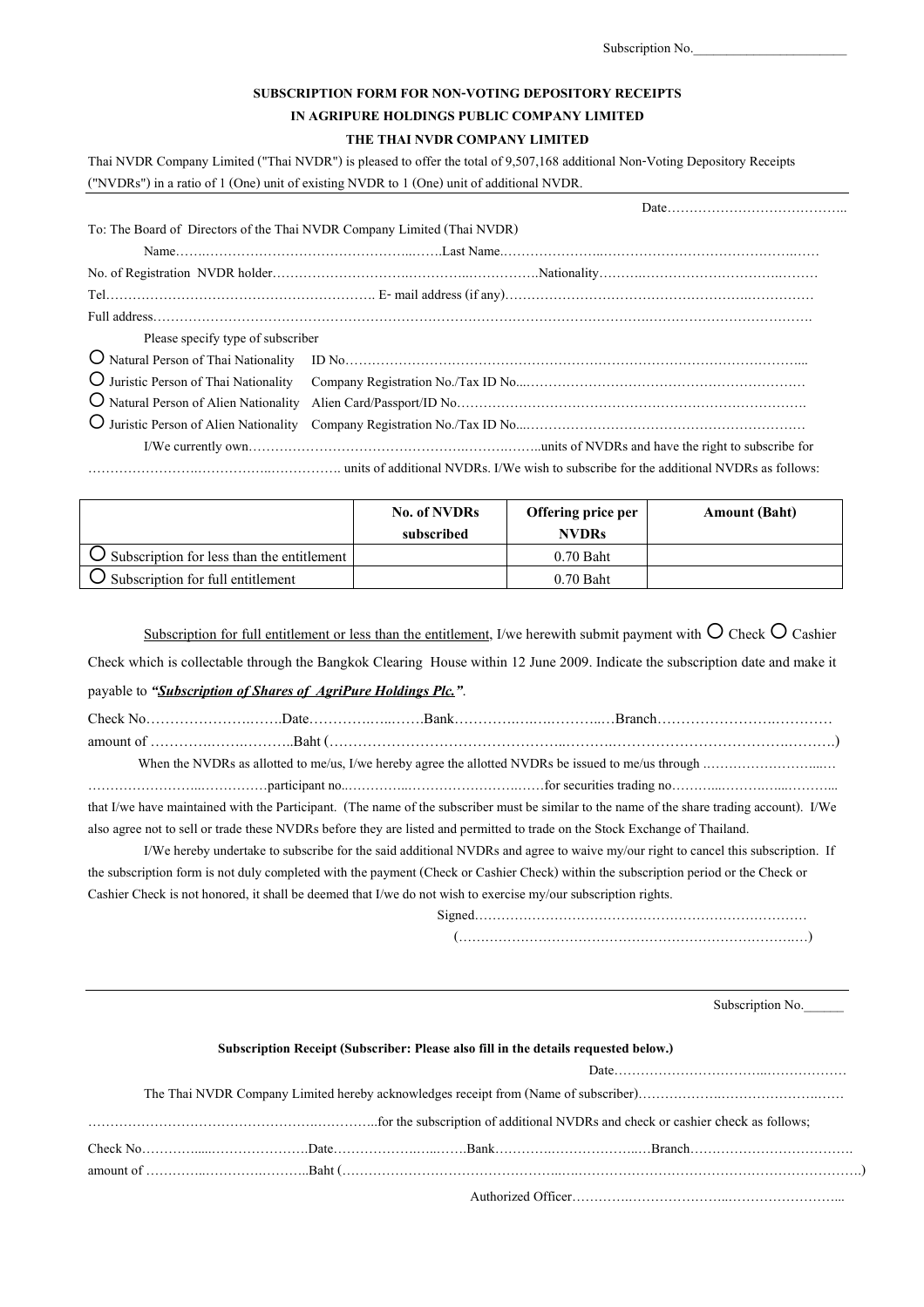Subscription No.______________________

**SUBSCRIPTION FORM FOR NON-VOTING DEPOSITORY RECEIPTS**

**IN AGRIPURE HOLDINGS PUBLIC COMPANY LIMITED**

**THE THAI NVDR COMPANY LIMITED**

Thai NVDR Company Limited ("Thai NVDR") is pleased to offer the total of 9,507,168 additional Non-Voting Depository Receipts ("NVDRs") in a ratio of 1 (One) unit of existing NVDR to 1 (One) unit of additional NVDR.

Date…………………………………..

To: The Board of Directors of the Thai NVDR Company Limited (Thai NVDR)

Name………………………………………………Last Name……………………………………………………………

No. of Registration NVDR holder……………………………………………………Nationality…………………………………………

Tel…………………………………………………. E- mail address (if any)…………………………………………………………

Full address……………………………………………………………………………………………………………………………

Please specify type of subscriber

○ Natural Person of Thai Nationality ID No……………………………………………………………………………………………

○ Juristic Person of Thai Nationality Company Registration No./Tax ID No...…………………………………………………………

○ Natural Person of Alien Nationality Alien Card/Passport/ID No……………………………………………………………………

○ Juristic Person of Alien Nationality Company Registration No./Tax ID No...…………………………………………………………

I/We currently own……………………………………………………………units of NVDRs and have the right to subscribe for ……………………………………………………. units of additional NVDRs. I/We wish to subscribe for the additional NVDRs as follows:

| | No. of NVDRs subscribed | Offering price per NVDRs | Amount (Baht) |
|---|---|---|---|
| ○ Subscription for less than the entitlement | | 0.70 Baht | |
| ○ Subscription for full entitlement | | 0.70 Baht | |

Subscription for full entitlement or less than the entitlement, I/we herewith submit payment with ○ Check ○ Cashier Check which is collectable through the Bangkok Clearing House within 12 June 2009. Indicate the subscription date and make it payable to ***"Subscription of Shares of AgriPure Holdings Plc."***.

Check No……………………….Date…………………….Bank……………………………Branch……………………………………

amount of ………………………….Baht (……………………………………………………………………………………………………)

When the NVDRs as allotted to me/us, I/we hereby agree the allotted NVDRs be issued to me/us through ………………………………………………………participant no.………………………………………for securities trading no…………………………… that I/we have maintained with the Participant. (The name of the subscriber must be similar to the name of the share trading account). I/We also agree not to sell or trade these NVDRs before they are listed and permitted to trade on the Stock Exchange of Thailand.

I/We hereby undertake to subscribe for the said additional NVDRs and agree to waive my/our right to cancel this subscription. If the subscription form is not duly completed with the payment (Check or Cashier Check) within the subscription period or the Check or Cashier Check is not honored, it shall be deemed that I/we do not wish to exercise my/our subscription rights.

Signed…………………………………………………………………

(……………………………………………………………………)

---

Subscription No.______

**Subscription Receipt (Subscriber: Please also fill in the details requested below.)**

Date…………………………………………………

The Thai NVDR Company Limited hereby acknowledges receipt from (Name of subscriber)……………………………………………………………………………………………………………………for the subscription of additional NVDRs and check or cashier check as follows;

Check No………………………………Date…………………………Bank……………………………Branch……………………………….

amount of ……………………………….Baht (…………………………………………………………………………………………………….)

Authorized Officer……………………………………………………...